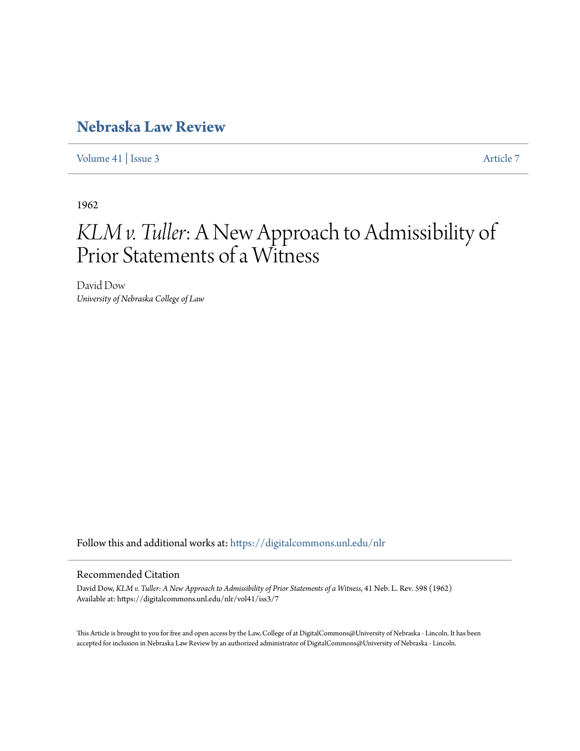# Nebraska Law Review

Volume 41 | Issue 3 Article 7

1962

# *KLM v. Tuller*: A New Approach to Admissibility of Prior Statements of a Witness

David Dow
*University of Nebraska College of Law*

Follow this and additional works at: https://digitalcommons.unl.edu/nlr

## Recommended Citation

David Dow, *KLM v. Tuller: A New Approach to Admissibility of Prior Statements of a Witness*, 41 Neb. L. Rev. 598 (1962)
Available at: https://digitalcommons.unl.edu/nlr/vol41/iss3/7

This Article is brought to you for free and open access by the Law, College of at DigitalCommons@University of Nebraska - Lincoln. It has been accepted for inclusion in Nebraska Law Review by an authorized administrator of DigitalCommons@University of Nebraska - Lincoln.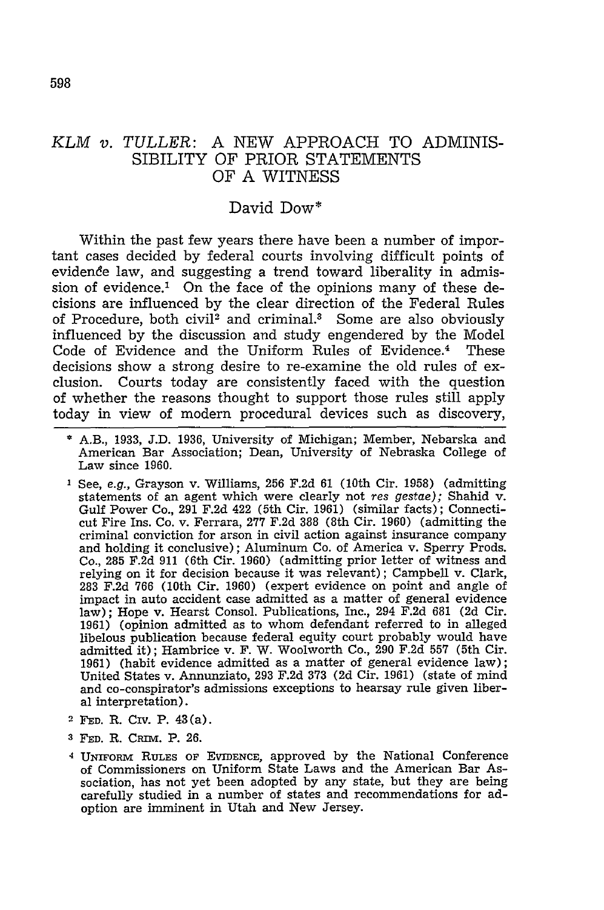# *KLM v. TULLER*: A NEW APPROACH TO ADMISSIBILITY OF PRIOR STATEMENTS OF A WITNESS

David Dow*

Within the past few years there have been a number of important cases decided by federal courts involving difficult points of evidenće law, and suggesting a trend toward liberality in admission of evidence.[1] On the face of the opinions many of these decisions are influenced by the clear direction of the Federal Rules of Procedure, both civil[2] and criminal.[3] Some are also obviously influenced by the discussion and study engendered by the Model Code of Evidence and the Uniform Rules of Evidence.[4] These decisions show a strong desire to re-examine the old rules of exclusion. Courts today are consistently faced with the question of whether the reasons thought to support those rules still apply today in view of modern procedural devices such as discovery,

---

\* A.B., 1933, J.D. 1936, University of Michigan; Member, Nebarska and American Bar Association; Dean, University of Nebraska College of Law since 1960.

[1] See, *e.g.*, Grayson v. Williams, 256 F.2d 61 (10th Cir. 1958) (admitting statements of an agent which were clearly not *res gestae)*; Shahid v. Gulf Power Co., 291 F.2d 422 (5th Cir. 1961) (similar facts); Connecticut Fire Ins. Co. v. Ferrara, 277 F.2d 388 (8th Cir. 1960) (admitting the criminal conviction for arson in civil action against insurance company and holding it conclusive); Aluminum Co. of America v. Sperry Prods. Co., 285 F.2d 911 (6th Cir. 1960) (admitting prior letter of witness and relying on it for decision because it was relevant); Campbell v. Clark, 283 F.2d 766 (10th Cir. 1960) (expert evidence on point and angle of impact in auto accident case admitted as a matter of general evidence law); Hope v. Hearst Consol. Publications, Inc., 294 F.2d 681 (2d Cir. 1961) (opinion admitted as to whom defendant referred to in alleged libelous publication because federal equity court probably would have admitted it); Hambrice v. F. W. Woolworth Co., 290 F.2d 557 (5th Cir. 1961) (habit evidence admitted as a matter of general evidence law); United States v. Annunziato, 293 F.2d 373 (2d Cir. 1961) (state of mind and co-conspirator's admissions exceptions to hearsay rule given liberal interpretation).

[2] FED. R. CIV. P. 43(a).

[3] FED. R. CRIM. P. 26.

[4] UNIFORM RULES OF EVIDENCE, approved by the National Conference of Commissioners on Uniform State Laws and the American Bar Association, has not yet been adopted by any state, but they are being carefully studied in a number of states and recommendations for adoption are imminent in Utah and New Jersey.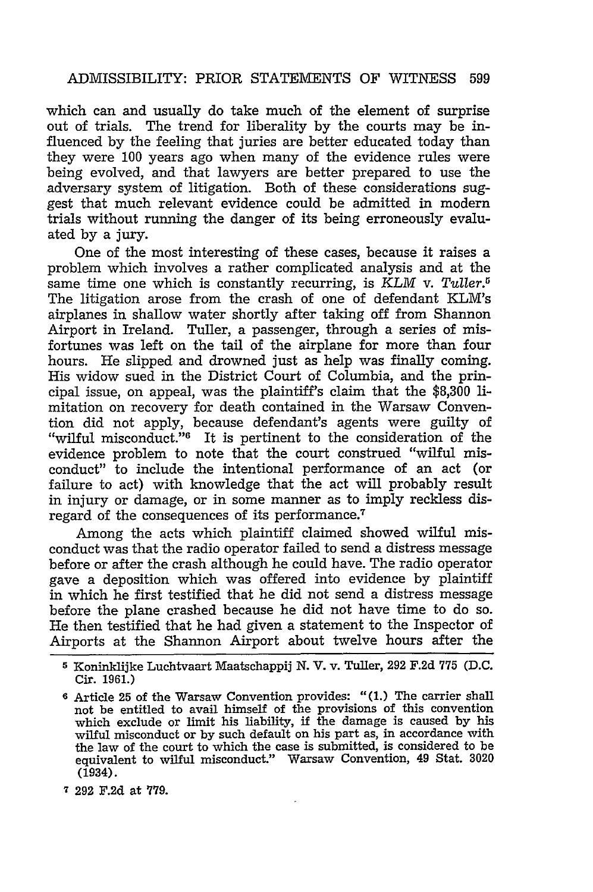which can and usually do take much of the element of surprise out of trials. The trend for liberality by the courts may be influenced by the feeling that juries are better educated today than they were 100 years ago when many of the evidence rules were being evolved, and that lawyers are better prepared to use the adversary system of litigation. Both of these considerations suggest that much relevant evidence could be admitted in modern trials without running the danger of its being erroneously evaluated by a jury.

One of the most interesting of these cases, because it raises a problem which involves a rather complicated analysis and at the same time one which is constantly recurring, is *KLM* v. *Tuller*.[5] The litigation arose from the crash of one of defendant KLM's airplanes in shallow water shortly after taking off from Shannon Airport in Ireland. Tuller, a passenger, through a series of misfortunes was left on the tail of the airplane for more than four hours. He slipped and drowned just as help was finally coming. His widow sued in the District Court of Columbia, and the principal issue, on appeal, was the plaintiff's claim that the $8,300 limitation on recovery for death contained in the Warsaw Convention did not apply, because defendant's agents were guilty of "wilful misconduct."[6] It is pertinent to the consideration of the evidence problem to note that the court construed "wilful misconduct" to include the intentional performance of an act (or failure to act) with knowledge that the act will probably result in injury or damage, or in some manner as to imply reckless disregard of the consequences of its performance.[7]

Among the acts which plaintiff claimed showed wilful misconduct was that the radio operator failed to send a distress message before or after the crash although he could have. The radio operator gave a deposition which was offered into evidence by plaintiff in which he first testified that he did not send a distress message before the plane crashed because he did not have time to do so. He then testified that he had given a statement to the Inspector of Airports at the Shannon Airport about twelve hours after the

---

[5] Koninklijke Luchtvaart Maatschappij N. V. v. Tuller, 292 F.2d 775 (D.C. Cir. 1961.)

[6] Article 25 of the Warsaw Convention provides: "(1.) The carrier shall not be entitled to avail himself of the provisions of this convention which exclude or limit his liability, if the damage is caused by his wilful misconduct or by such default on his part as, in accordance with the law of the court to which the case is submitted, is considered to be equivalent to wilful misconduct." Warsaw Convention, 49 Stat. 3020 (1934).

[7] 292 F.2d at 779.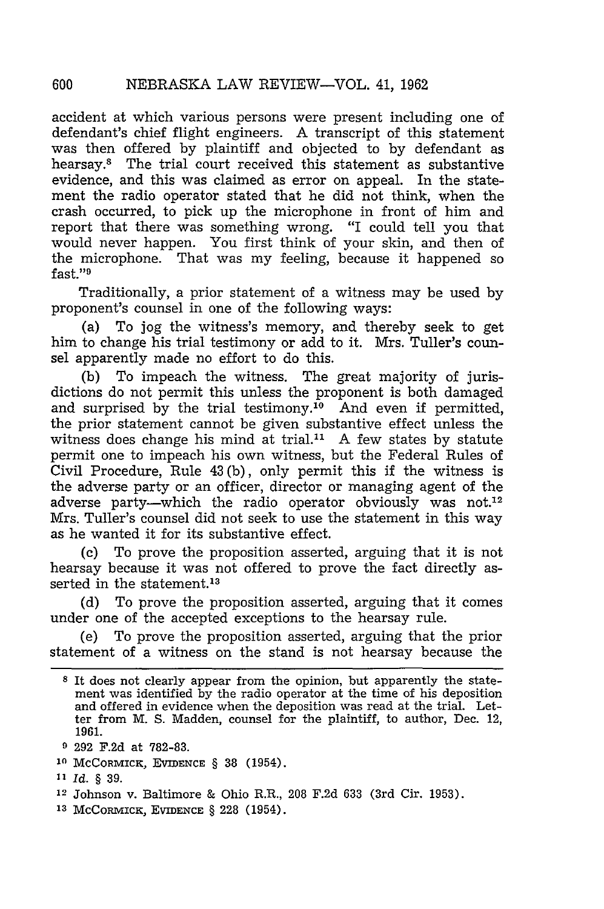accident at which various persons were present including one of defendant's chief flight engineers. A transcript of this statement was then offered by plaintiff and objected to by defendant as hearsay.[8] The trial court received this statement as substantive evidence, and this was claimed as error on appeal. In the statement the radio operator stated that he did not think, when the crash occurred, to pick up the microphone in front of him and report that there was something wrong. "I could tell you that would never happen. You first think of your skin, and then of the microphone. That was my feeling, because it happened so fast."[9]

Traditionally, a prior statement of a witness may be used by proponent's counsel in one of the following ways:

(a) To jog the witness's memory, and thereby seek to get him to change his trial testimony or add to it. Mrs. Tuller's counsel apparently made no effort to do this.

(b) To impeach the witness. The great majority of jurisdictions do not permit this unless the proponent is both damaged and surprised by the trial testimony.[10] And even if permitted, the prior statement cannot be given substantive effect unless the witness does change his mind at trial.[11] A few states by statute permit one to impeach his own witness, but the Federal Rules of Civil Procedure, Rule 43(b), only permit this if the witness is the adverse party or an officer, director or managing agent of the adverse party—which the radio operator obviously was not.[12] Mrs. Tuller's counsel did not seek to use the statement in this way as he wanted it for its substantive effect.

(c) To prove the proposition asserted, arguing that it is not hearsay because it was not offered to prove the fact directly asserted in the statement.[13]

(d) To prove the proposition asserted, arguing that it comes under one of the accepted exceptions to the hearsay rule.

(e) To prove the proposition asserted, arguing that the prior statement of a witness on the stand is not hearsay because the

---

[8] It does not clearly appear from the opinion, but apparently the statement was identified by the radio operator at the time of his deposition and offered in evidence when the deposition was read at the trial. Letter from M. S. Madden, counsel for the plaintiff, to author, Dec. 12, 1961.

[9] 292 F.2d at 782-83.

[10] McCormick, Evidence § 38 (1954).

[11] *Id.* § 39.

[12] Johnson v. Baltimore & Ohio R.R., 208 F.2d 633 (3rd Cir. 1953).

[13] McCormick, Evidence § 228 (1954).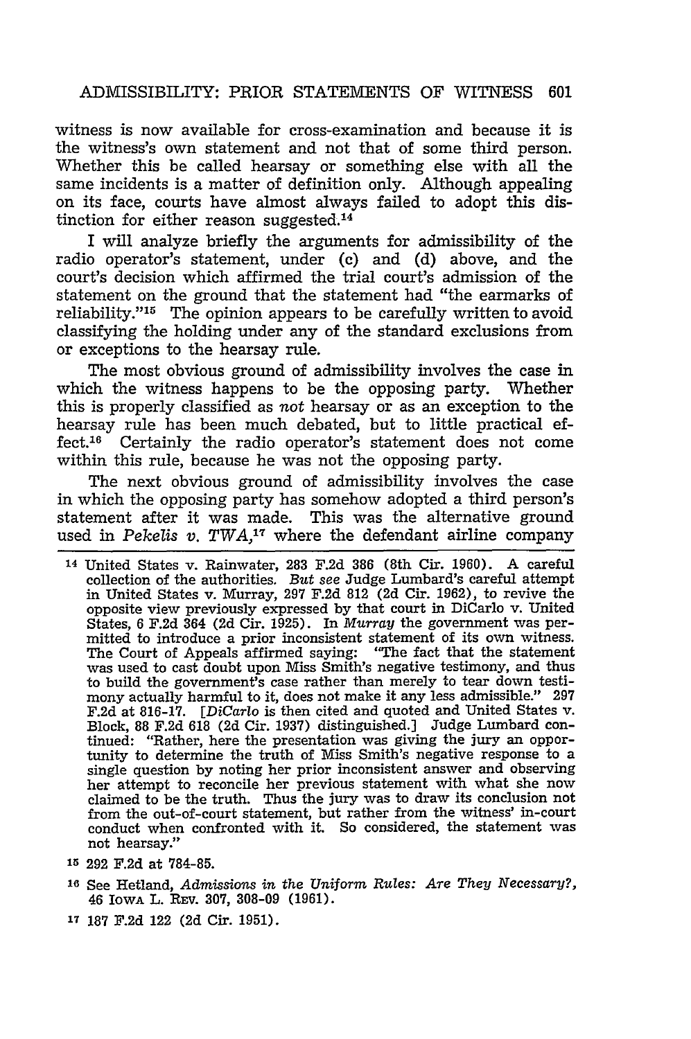witness is now available for cross-examination and because it is the witness's own statement and not that of some third person. Whether this be called hearsay or something else with all the same incidents is a matter of definition only. Although appealing on its face, courts have almost always failed to adopt this distinction for either reason suggested.[14]

I will analyze briefly the arguments for admissibility of the radio operator's statement, under (c) and (d) above, and the court's decision which affirmed the trial court's admission of the statement on the ground that the statement had "the earmarks of reliability."[15] The opinion appears to be carefully written to avoid classifying the holding under any of the standard exclusions from or exceptions to the hearsay rule.

The most obvious ground of admissibility involves the case in which the witness happens to be the opposing party. Whether this is properly classified as *not* hearsay or as an exception to the hearsay rule has been much debated, but to little practical effect.[16] Certainly the radio operator's statement does not come within this rule, because he was not the opposing party.

The next obvious ground of admissibility involves the case in which the opposing party has somehow adopted a third person's statement after it was made. This was the alternative ground used in *Pekelis v. TWA*,[17] where the defendant airline company

---

[14] United States v. Rainwater, 283 F.2d 386 (8th Cir. 1960). A careful collection of the authorities. *But see* Judge Lumbard's careful attempt in United States v. Murray, 297 F.2d 812 (2d Cir. 1962), to revive the opposite view previously expressed by that court in DiCarlo v. United States, 6 F.2d 364 (2d Cir. 1925). In *Murray* the government was permitted to introduce a prior inconsistent statement of its own witness. The Court of Appeals affirmed saying: "The fact that the statement was used to cast doubt upon Miss Smith's negative testimony, and thus to build the government's case rather than merely to tear down testimony actually harmful to it, does not make it any less admissible." 297 F.2d at 816-17. [*DiCarlo* is then cited and quoted and United States v. Block, 88 F.2d 618 (2d Cir. 1937) distinguished.] Judge Lumbard continued: "Rather, here the presentation was giving the jury an opportunity to determine the truth of Miss Smith's negative response to a single question by noting her prior inconsistent answer and observing her attempt to reconcile her previous statement with what she now claimed to be the truth. Thus the jury was to draw its conclusion not from the out-of-court statement, but rather from the witness' in-court conduct when confronted with it. So considered, the statement was not hearsay."

[15] 292 F.2d at 784-85.

[16] See Hetland, *Admissions in the Uniform Rules: Are They Necessary?*, 46 IOWA L. REV. 307, 308-09 (1961).

[17] 187 F.2d 122 (2d Cir. 1951).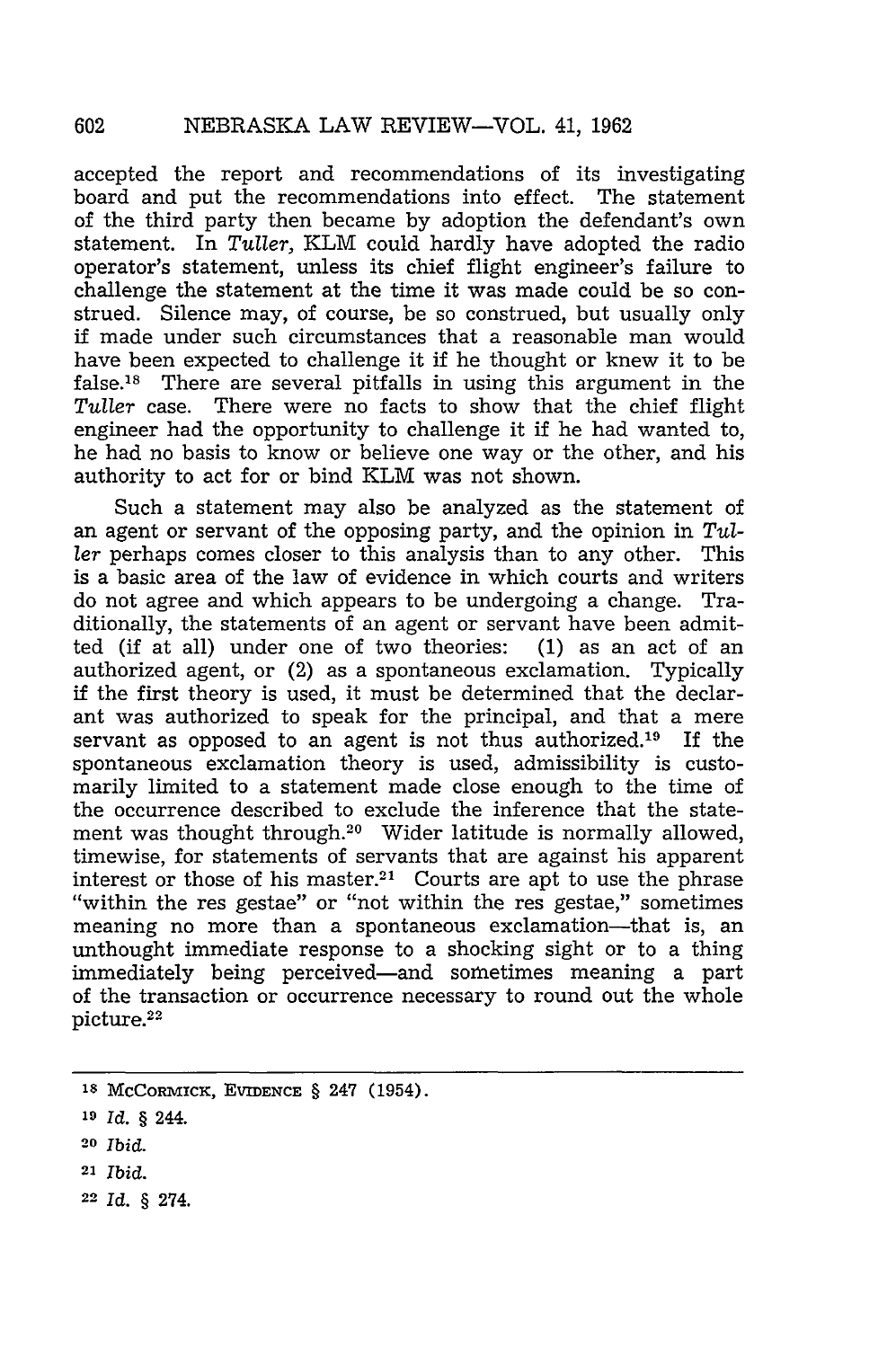accepted the report and recommendations of its investigating board and put the recommendations into effect. The statement of the third party then became by adoption the defendant's own statement. In *Tuller*, KLM could hardly have adopted the radio operator's statement, unless its chief flight engineer's failure to challenge the statement at the time it was made could be so construed. Silence may, of course, be so construed, but usually only if made under such circumstances that a reasonable man would have been expected to challenge it if he thought or knew it to be false.[18] There are several pitfalls in using this argument in the *Tuller* case. There were no facts to show that the chief flight engineer had the opportunity to challenge it if he had wanted to, he had no basis to know or believe one way or the other, and his authority to act for or bind KLM was not shown.

Such a statement may also be analyzed as the statement of an agent or servant of the opposing party, and the opinion in *Tuller* perhaps comes closer to this analysis than to any other. This is a basic area of the law of evidence in which courts and writers do not agree and which appears to be undergoing a change. Traditionally, the statements of an agent or servant have been admitted (if at all) under one of two theories: (1) as an act of an authorized agent, or (2) as a spontaneous exclamation. Typically if the first theory is used, it must be determined that the declarant was authorized to speak for the principal, and that a mere servant as opposed to an agent is not thus authorized.[19] If the spontaneous exclamation theory is used, admissibility is customarily limited to a statement made close enough to the time of the occurrence described to exclude the inference that the statement was thought through.[20] Wider latitude is normally allowed, timewise, for statements of servants that are against his apparent interest or those of his master.[21] Courts are apt to use the phrase "within the res gestae" or "not within the res gestae," sometimes meaning no more than a spontaneous exclamation—that is, an unthought immediate response to a shocking sight or to a thing immediately being perceived—and sometimes meaning a part of the transaction or occurrence necessary to round out the whole picture.[22]

---

[18] McCormick, Evidence § 247 (1954).

[19] *Id.* § 244.

[20] *Ibid.*

[21] *Ibid.*

[22] *Id.* § 274.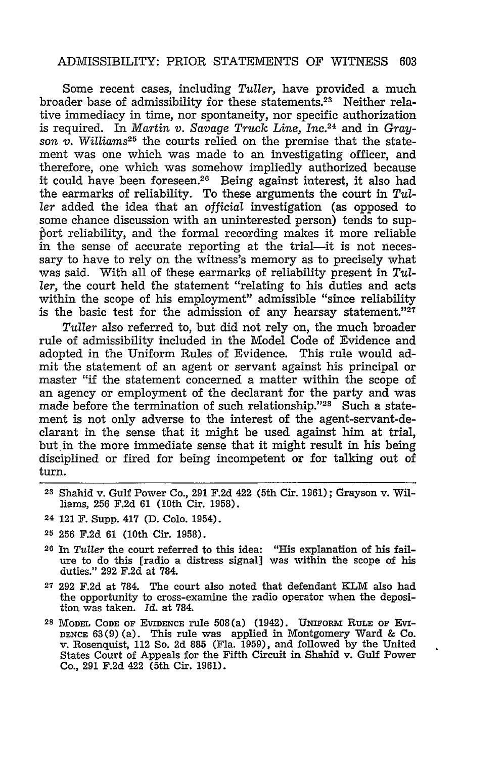Some recent cases, including *Tuller*, have provided a much broader base of admissibility for these statements.[23] Neither relative immediacy in time, nor spontaneity, nor specific authorization is required. In *Martin v. Savage Truck Line, Inc.*[24] and in *Grayson v. Williams*[25] the courts relied on the premise that the statement was one which was made to an investigating officer, and therefore, one which was somehow impliedly authorized because it could have been foreseen.[26] Being against interest, it also had the earmarks of reliability. To these arguments the court in *Tuller* added the idea that an *official* investigation (as opposed to some chance discussion with an uninterested person) tends to support reliability, and the formal recording makes it more reliable in the sense of accurate reporting at the trial—it is not necessary to have to rely on the witness's memory as to precisely what was said. With all of these earmarks of reliability present in *Tuller*, the court held the statement "relating to his duties and acts within the scope of his employment" admissible "since reliability is the basic test for the admission of any hearsay statement."[27]

*Tuller* also referred to, but did not rely on, the much broader rule of admissibility included in the Model Code of Evidence and adopted in the Uniform Rules of Evidence. This rule would admit the statement of an agent or servant against his principal or master "if the statement concerned a matter within the scope of an agency or employment of the declarant for the party and was made before the termination of such relationship."[28] Such a statement is not only adverse to the interest of the agent-servant-declarant in the sense that it might be used against him at trial, but in the more immediate sense that it might result in his being disciplined or fired for being incompetent or for talking out of turn.

---

[23] Shahid v. Gulf Power Co., 291 F.2d 422 (5th Cir. 1961); Grayson v. Williams, 256 F.2d 61 (10th Cir. 1958).

[24] 121 F. Supp. 417 (D. Colo. 1954).

[25] 256 F.2d 61 (10th Cir. 1958).

[26] In *Tuller* the court referred to this idea: "His explanation of his failure to do this [radio a distress signal] was within the scope of his duties." 292 F.2d at 784.

[27] 292 F.2d at 784. The court also noted that defendant KLM also had the opportunity to cross-examine the radio operator when the deposition was taken. *Id.* at 784.

[28] MODEL CODE OF EVIDENCE rule 508(a) (1942). UNIFORM RULE OF EVIDENCE 63(9)(a). This rule was applied in Montgomery Ward & Co. v. Rosenquist, 112 So. 2d 885 (Fla. 1959), and followed by the United States Court of Appeals for the Fifth Circuit in Shahid v. Gulf Power Co., 291 F.2d 422 (5th Cir. 1961).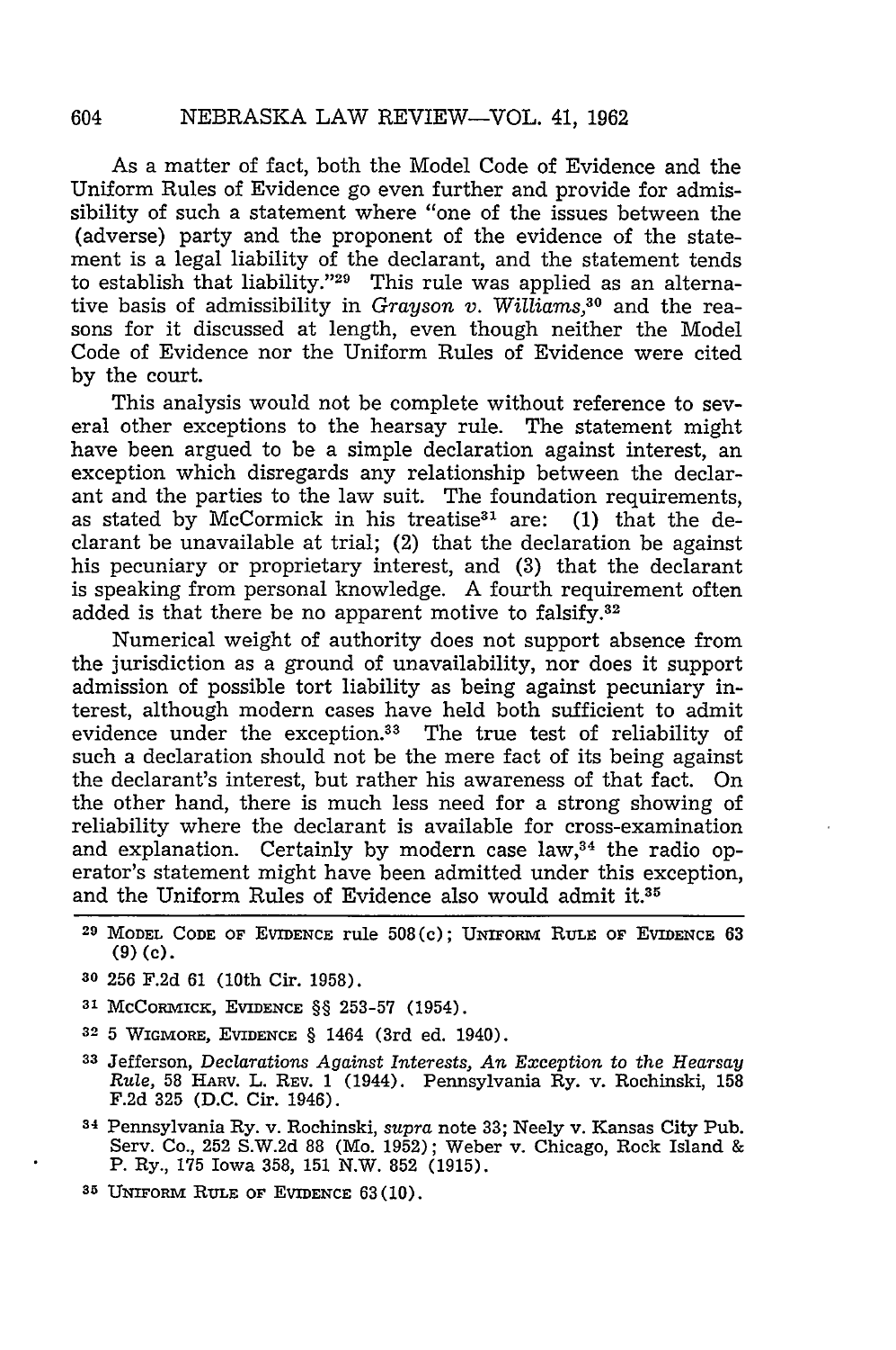As a matter of fact, both the Model Code of Evidence and the Uniform Rules of Evidence go even further and provide for admissibility of such a statement where "one of the issues between the (adverse) party and the proponent of the evidence of the statement is a legal liability of the declarant, and the statement tends to establish that liability."[29] This rule was applied as an alternative basis of admissibility in *Grayson v. Williams*,[30] and the reasons for it discussed at length, even though neither the Model Code of Evidence nor the Uniform Rules of Evidence were cited by the court.

This analysis would not be complete without reference to several other exceptions to the hearsay rule. The statement might have been argued to be a simple declaration against interest, an exception which disregards any relationship between the declarant and the parties to the law suit. The foundation requirements, as stated by McCormick in his treatise[31] are: (1) that the declarant be unavailable at trial; (2) that the declaration be against his pecuniary or proprietary interest, and (3) that the declarant is speaking from personal knowledge. A fourth requirement often added is that there be no apparent motive to falsify.[32]

Numerical weight of authority does not support absence from the jurisdiction as a ground of unavailability, nor does it support admission of possible tort liability as being against pecuniary interest, although modern cases have held both sufficient to admit evidence under the exception.[33] The true test of reliability of such a declaration should not be the mere fact of its being against the declarant's interest, but rather his awareness of that fact. On the other hand, there is much less need for a strong showing of reliability where the declarant is available for cross-examination and explanation. Certainly by modern case law,[34] the radio operator's statement might have been admitted under this exception, and the Uniform Rules of Evidence also would admit it.[35]

---

[29] MODEL CODE OF EVIDENCE rule 508(c); UNIFORM RULE OF EVIDENCE 63 (9)(c).

[30] 256 F.2d 61 (10th Cir. 1958).

[31] MCCORMICK, EVIDENCE §§ 253-57 (1954).

[32] 5 WIGMORE, EVIDENCE § 1464 (3rd ed. 1940).

[33] Jefferson, *Declarations Against Interests, An Exception to the Hearsay Rule*, 58 HARV. L. REV. 1 (1944). Pennsylvania Ry. v. Rochinski, 158 F.2d 325 (D.C. Cir. 1946).

[34] Pennsylvania Ry. v. Rochinski, *supra* note 33; Neely v. Kansas City Pub. Serv. Co., 252 S.W.2d 88 (Mo. 1952); Weber v. Chicago, Rock Island & P. Ry., 175 Iowa 358, 151 N.W. 852 (1915).

[35] UNIFORM RULE OF EVIDENCE 63(10).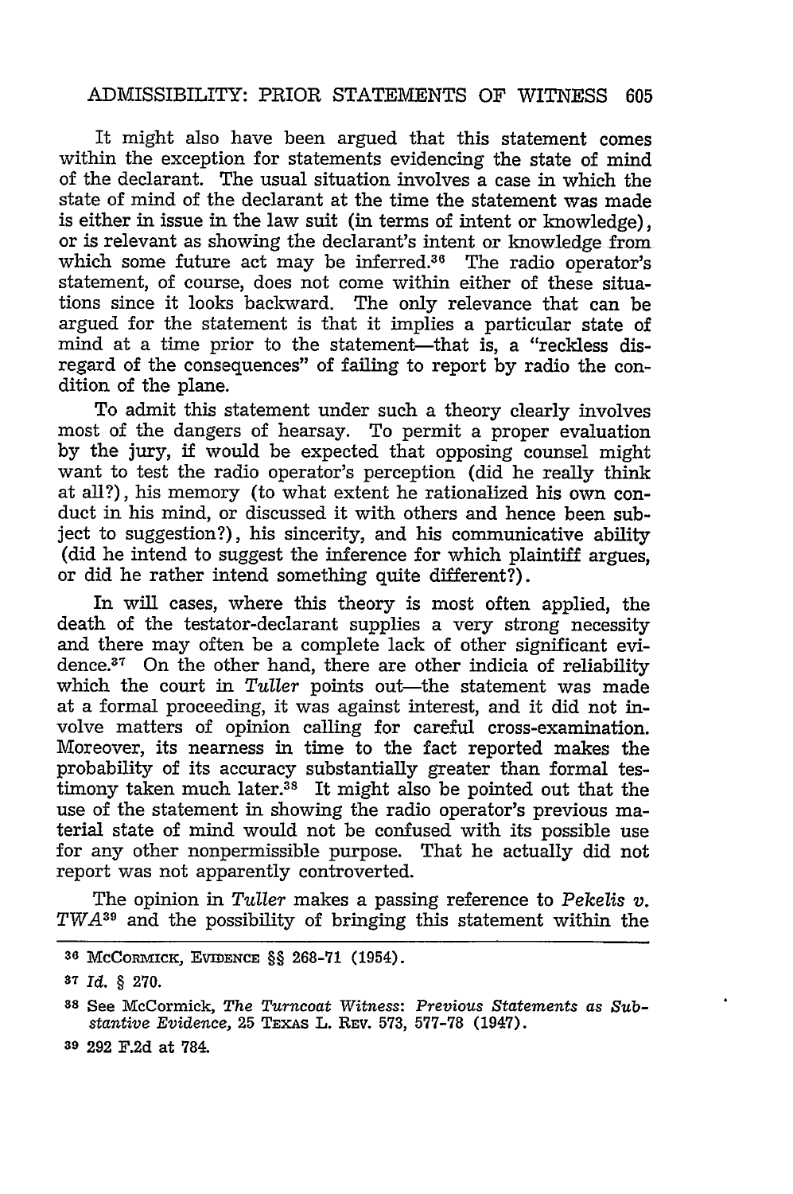It might also have been argued that this statement comes within the exception for statements evidencing the state of mind of the declarant. The usual situation involves a case in which the state of mind of the declarant at the time the statement was made is either in issue in the law suit (in terms of intent or knowledge), or is relevant as showing the declarant's intent or knowledge from which some future act may be inferred.[36] The radio operator's statement, of course, does not come within either of these situations since it looks backward. The only relevance that can be argued for the statement is that it implies a particular state of mind at a time prior to the statement—that is, a "reckless disregard of the consequences" of failing to report by radio the condition of the plane.

To admit this statement under such a theory clearly involves most of the dangers of hearsay. To permit a proper evaluation by the jury, it would be expected that opposing counsel might want to test the radio operator's perception (did he really think at all?), his memory (to what extent he rationalized his own conduct in his mind, or discussed it with others and hence been subject to suggestion?), his sincerity, and his communicative ability (did he intend to suggest the inference for which plaintiff argues, or did he rather intend something quite different?).

In will cases, where this theory is most often applied, the death of the testator-declarant supplies a very strong necessity and there may often be a complete lack of other significant evidence.[37] On the other hand, there are other indicia of reliability which the court in *Tuller* points out—the statement was made at a formal proceeding, it was against interest, and it did not involve matters of opinion calling for careful cross-examination. Moreover, its nearness in time to the fact reported makes the probability of its accuracy substantially greater than formal testimony taken much later.[38] It might also be pointed out that the use of the statement in showing the radio operator's previous material state of mind would not be confused with its possible use for any other nonpermissible purpose. That he actually did not report was not apparently controverted.

The opinion in *Tuller* makes a passing reference to *Pekelis v. TWA*[39] and the possibility of bringing this statement within the

---

[36] McCormick, Evidence §§ 268-71 (1954).

[37] *Id.* § 270.

[38] See McCormick, *The Turncoat Witness: Previous Statements as Substantive Evidence*, 25 Texas L. Rev. 573, 577-78 (1947).

[39] 292 F.2d at 784.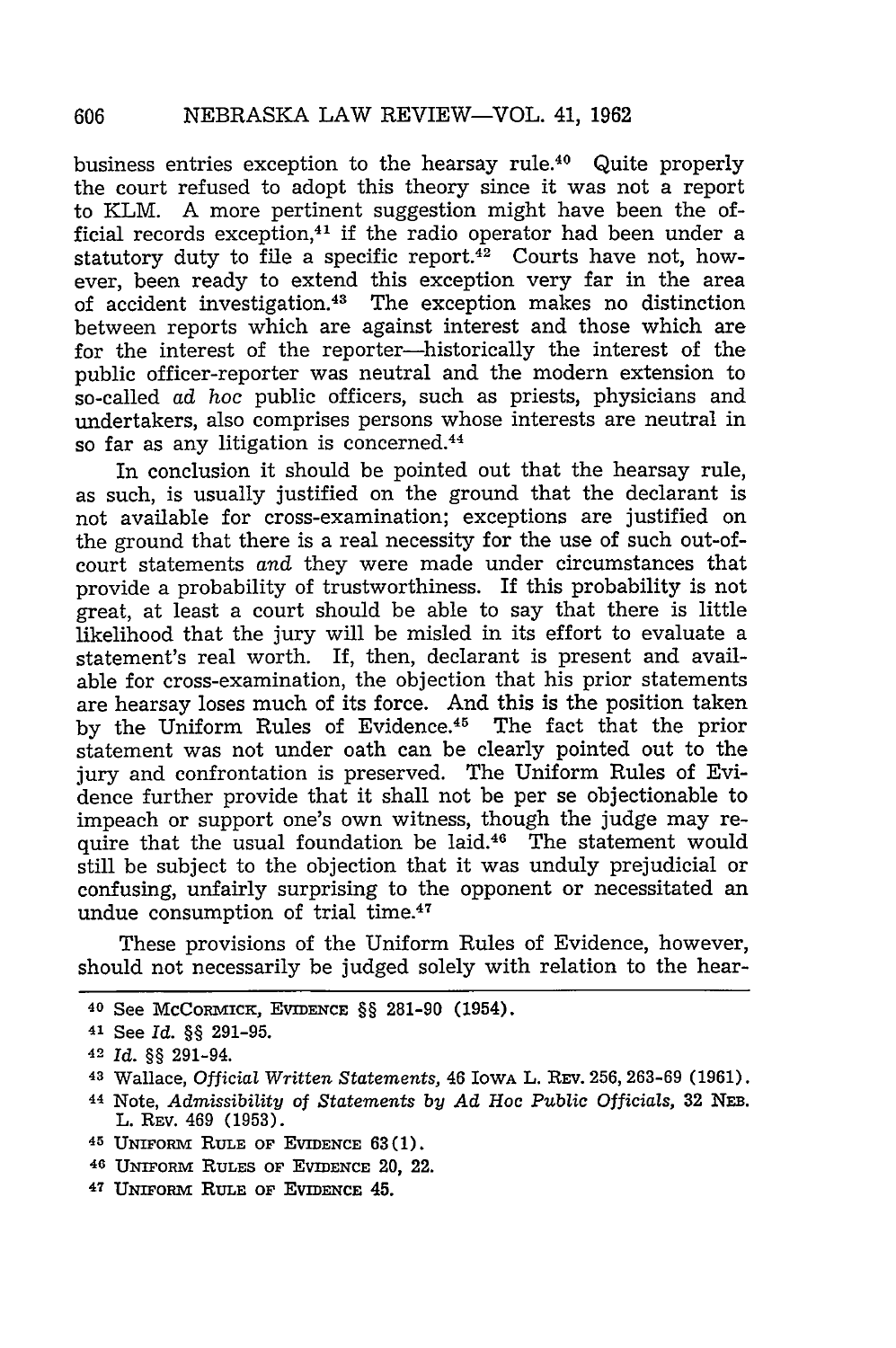business entries exception to the hearsay rule.[40] Quite properly the court refused to adopt this theory since it was not a report to KLM. A more pertinent suggestion might have been the official records exception,[41] if the radio operator had been under a statutory duty to file a specific report.[42] Courts have not, however, been ready to extend this exception very far in the area of accident investigation.[43] The exception makes no distinction between reports which are against interest and those which are for the interest of the reporter—historically the interest of the public officer-reporter was neutral and the modern extension to so-called *ad hoc* public officers, such as priests, physicians and undertakers, also comprises persons whose interests are neutral in so far as any litigation is concerned.[44]

In conclusion it should be pointed out that the hearsay rule, as such, is usually justified on the ground that the declarant is not available for cross-examination; exceptions are justified on the ground that there is a real necessity for the use of such out-of-court statements *and* they were made under circumstances that provide a probability of trustworthiness. If this probability is not great, at least a court should be able to say that there is little likelihood that the jury will be misled in its effort to evaluate a statement's real worth. If, then, declarant is present and available for cross-examination, the objection that his prior statements are hearsay loses much of its force. And this is the position taken by the Uniform Rules of Evidence.[45] The fact that the prior statement was not under oath can be clearly pointed out to the jury and confrontation is preserved. The Uniform Rules of Evidence further provide that it shall not be per se objectionable to impeach or support one's own witness, though the judge may require that the usual foundation be laid.[46] The statement would still be subject to the objection that it was unduly prejudicial or confusing, unfairly surprising to the opponent or necessitated an undue consumption of trial time.[47]

These provisions of the Uniform Rules of Evidence, however, should not necessarily be judged solely with relation to the hear-

---

[40] See McCormick, Evidence §§ 281-90 (1954).

[41] See *Id.* §§ 291-95.

[42] *Id.* §§ 291-94.

[43] Wallace, *Official Written Statements,* 46 Iowa L. Rev. 256, 263-69 (1961).

[44] Note, *Admissibility of Statements by Ad Hoc Public Officials,* 32 Neb. L. Rev. 469 (1953).

[45] Uniform Rule of Evidence 63(1).

[46] Uniform Rules of Evidence 20, 22.

[47] Uniform Rule of Evidence 45.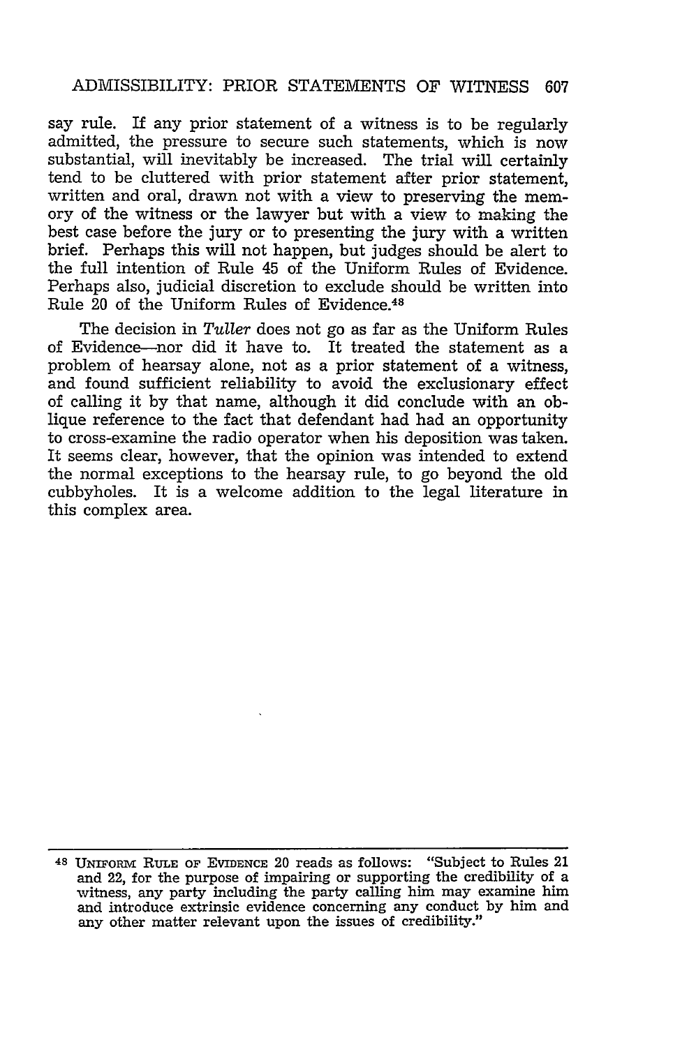say rule. If any prior statement of a witness is to be regularly admitted, the pressure to secure such statements, which is now substantial, will inevitably be increased. The trial will certainly tend to be cluttered with prior statement after prior statement, written and oral, drawn not with a view to preserving the memory of the witness or the lawyer but with a view to making the best case before the jury or to presenting the jury with a written brief. Perhaps this will not happen, but judges should be alert to the full intention of Rule 45 of the Uniform Rules of Evidence. Perhaps also, judicial discretion to exclude should be written into Rule 20 of the Uniform Rules of Evidence.[48]

The decision in *Tuller* does not go as far as the Uniform Rules of Evidence—nor did it have to. It treated the statement as a problem of hearsay alone, not as a prior statement of a witness, and found sufficient reliability to avoid the exclusionary effect of calling it by that name, although it did conclude with an oblique reference to the fact that defendant had had an opportunity to cross-examine the radio operator when his deposition was taken. It seems clear, however, that the opinion was intended to extend the normal exceptions to the hearsay rule, to go beyond the old cubbyholes. It is a welcome addition to the legal literature in this complex area.

---

[48] UNIFORM RULE OF EVIDENCE 20 reads as follows: "Subject to Rules 21 and 22, for the purpose of impairing or supporting the credibility of a witness, any party including the party calling him may examine him and introduce extrinsic evidence concerning any conduct by him and any other matter relevant upon the issues of credibility."